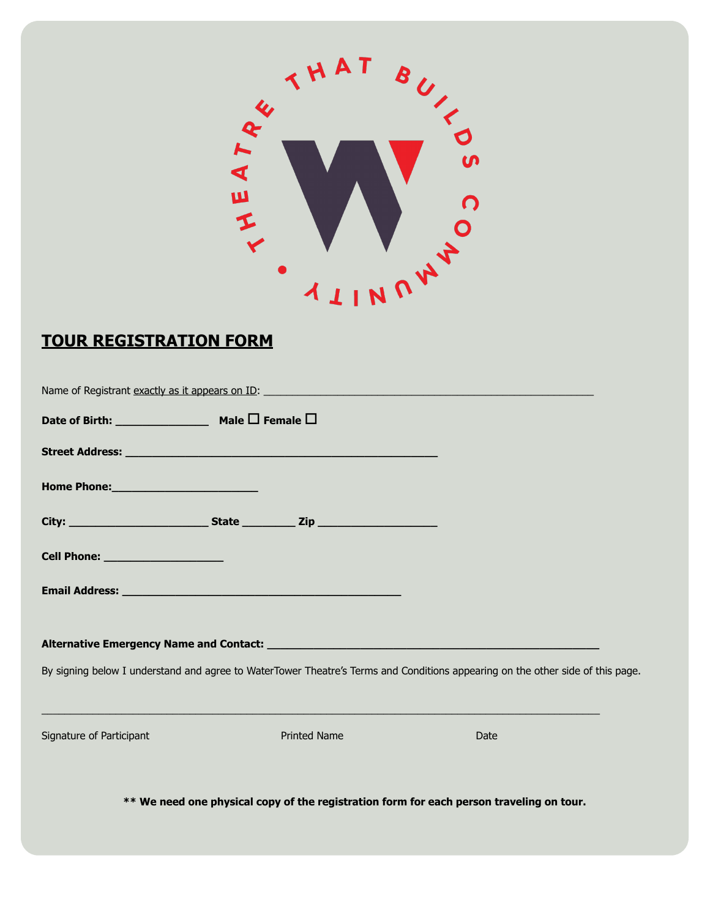THEATRE THAT BUILDS COMMUNITY

## TOUR REGISTRATION FORM

Name of Registrant exactly as it appears on ID: ___________________________________________________________

**Date of Birth:** ________________ **Male** ☐ **Female** ☐

**Street Address:** _____________________________________________________

**Home Phone:**_________________________

**City:** ________________________ **State** _________ **Zip** ____________________

**Cell Phone:** ____________________

**Email Address:** ________________________________________________

**Alternative Emergency Name and Contact:** _________________________________________________________

By signing below I understand and agree to WaterTower Theatre's Terms and Conditions appearing on the other side of this page.

_____________________________________________________________________________________________________

Signature of Participant Printed Name Date

**\*\* We need one physical copy of the registration form for each person traveling on tour.**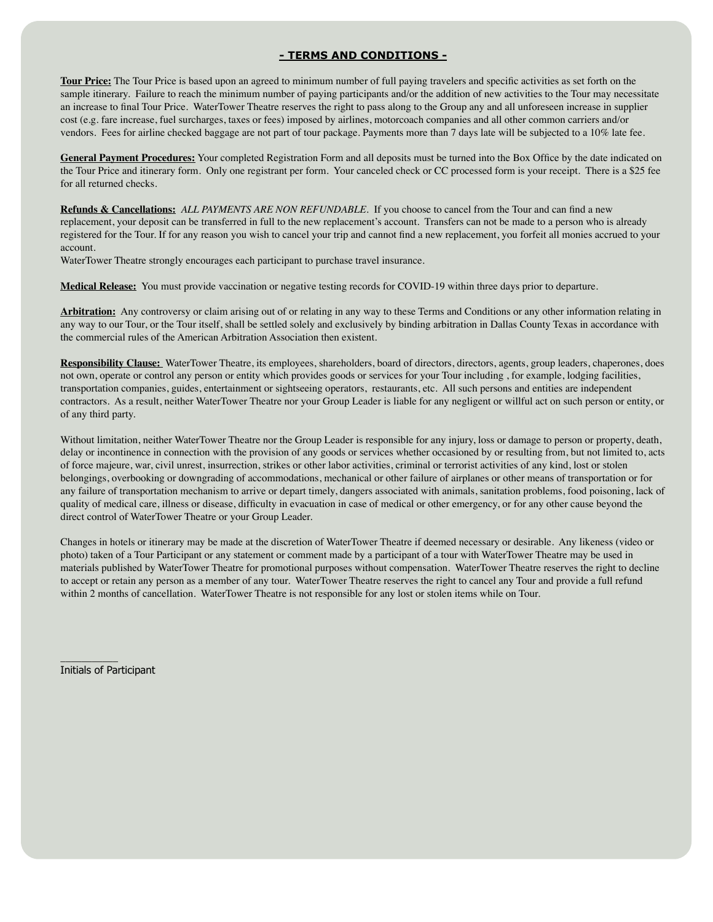## - TERMS AND CONDITIONS -

**Tour Price:** The Tour Price is based upon an agreed to minimum number of full paying travelers and specific activities as set forth on the sample itinerary. Failure to reach the minimum number of paying participants and/or the addition of new activities to the Tour may necessitate an increase to final Tour Price. WaterTower Theatre reserves the right to pass along to the Group any and all unforeseen increase in supplier cost (e.g. fare increase, fuel surcharges, taxes or fees) imposed by airlines, motorcoach companies and all other common carriers and/or vendors. Fees for airline checked baggage are not part of tour package. Payments more than 7 days late will be subjected to a 10% late fee.

**General Payment Procedures:** Your completed Registration Form and all deposits must be turned into the Box Office by the date indicated on the Tour Price and itinerary form. Only one registrant per form. Your canceled check or CC processed form is your receipt. There is a $25 fee for all returned checks.

**Refunds & Cancellations:** *ALL PAYMENTS ARE NON REFUNDABLE.* If you choose to cancel from the Tour and can find a new replacement, your deposit can be transferred in full to the new replacement's account. Transfers can not be made to a person who is already registered for the Tour. If for any reason you wish to cancel your trip and cannot find a new replacement, you forfeit all monies accrued to your account.
WaterTower Theatre strongly encourages each participant to purchase travel insurance.

**Medical Release:** You must provide vaccination or negative testing records for COVID-19 within three days prior to departure.

**Arbitration:** Any controversy or claim arising out of or relating in any way to these Terms and Conditions or any other information relating in any way to our Tour, or the Tour itself, shall be settled solely and exclusively by binding arbitration in Dallas County Texas in accordance with the commercial rules of the American Arbitration Association then existent.

**Responsibility Clause:** WaterTower Theatre, its employees, shareholders, board of directors, directors, agents, group leaders, chaperones, does not own, operate or control any person or entity which provides goods or services for your Tour including , for example, lodging facilities, transportation companies, guides, entertainment or sightseeing operators, restaurants, etc. All such persons and entities are independent contractors. As a result, neither WaterTower Theatre nor your Group Leader is liable for any negligent or willful act on such person or entity, or of any third party.

Without limitation, neither WaterTower Theatre nor the Group Leader is responsible for any injury, loss or damage to person or property, death, delay or incontinence in connection with the provision of any goods or services whether occasioned by or resulting from, but not limited to, acts of force majeure, war, civil unrest, insurrection, strikes or other labor activities, criminal or terrorist activities of any kind, lost or stolen belongings, overbooking or downgrading of accommodations, mechanical or other failure of airplanes or other means of transportation or for any failure of transportation mechanism to arrive or depart timely, dangers associated with animals, sanitation problems, food poisoning, lack of quality of medical care, illness or disease, difficulty in evacuation in case of medical or other emergency, or for any other cause beyond the direct control of WaterTower Theatre or your Group Leader.

Changes in hotels or itinerary may be made at the discretion of WaterTower Theatre if deemed necessary or desirable. Any likeness (video or photo) taken of a Tour Participant or any statement or comment made by a participant of a tour with WaterTower Theatre may be used in materials published by WaterTower Theatre for promotional purposes without compensation. WaterTower Theatre reserves the right to decline to accept or retain any person as a member of any tour. WaterTower Theatre reserves the right to cancel any Tour and provide a full refund within 2 months of cancellation. WaterTower Theatre is not responsible for any lost or stolen items while on Tour.

__________
Initials of Participant